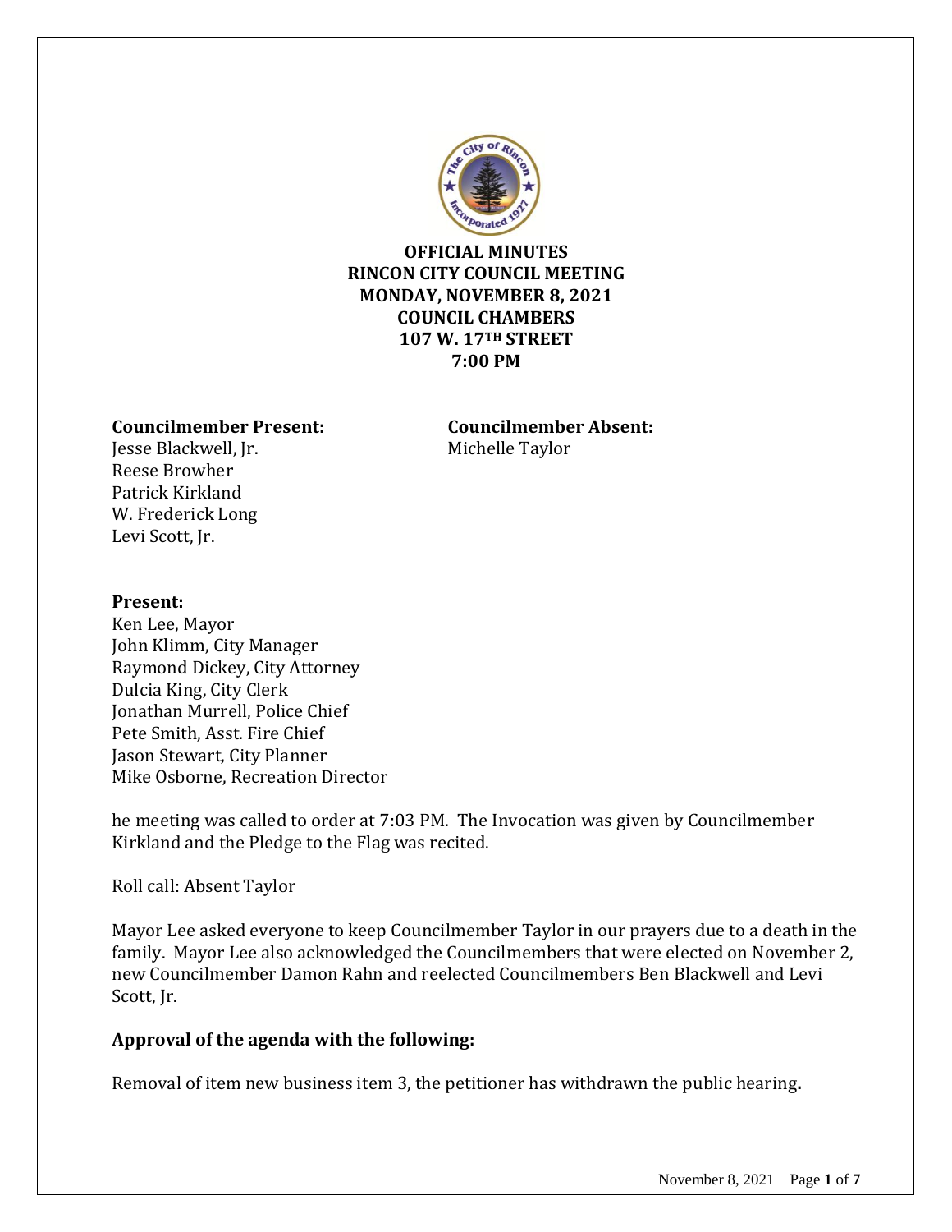**OFFICIAL MINUTES**
**RINCON CITY COUNCIL MEETING**
**MONDAY, NOVEMBER 8, 2021**
**COUNCIL CHAMBERS**
**107 W. 17TH STREET**
**7:00 PM**

**Councilmember Present:**
Jesse Blackwell, Jr.
Reese Browher
Patrick Kirkland
W. Frederick Long
Levi Scott, Jr.

**Councilmember Absent:**
Michelle Taylor

**Present:**
Ken Lee, Mayor
John Klimm, City Manager
Raymond Dickey, City Attorney
Dulcia King, City Clerk
Jonathan Murrell, Police Chief
Pete Smith, Asst. Fire Chief
Jason Stewart, City Planner
Mike Osborne, Recreation Director

he meeting was called to order at 7:03 PM. The Invocation was given by Councilmember Kirkland and the Pledge to the Flag was recited.

Roll call: Absent Taylor

Mayor Lee asked everyone to keep Councilmember Taylor in our prayers due to a death in the family. Mayor Lee also acknowledged the Councilmembers that were elected on November 2, new Councilmember Damon Rahn and reelected Councilmembers Ben Blackwell and Levi Scott, Jr.

**Approval of the agenda with the following:**

Removal of item new business item 3, the petitioner has withdrawn the public hearing.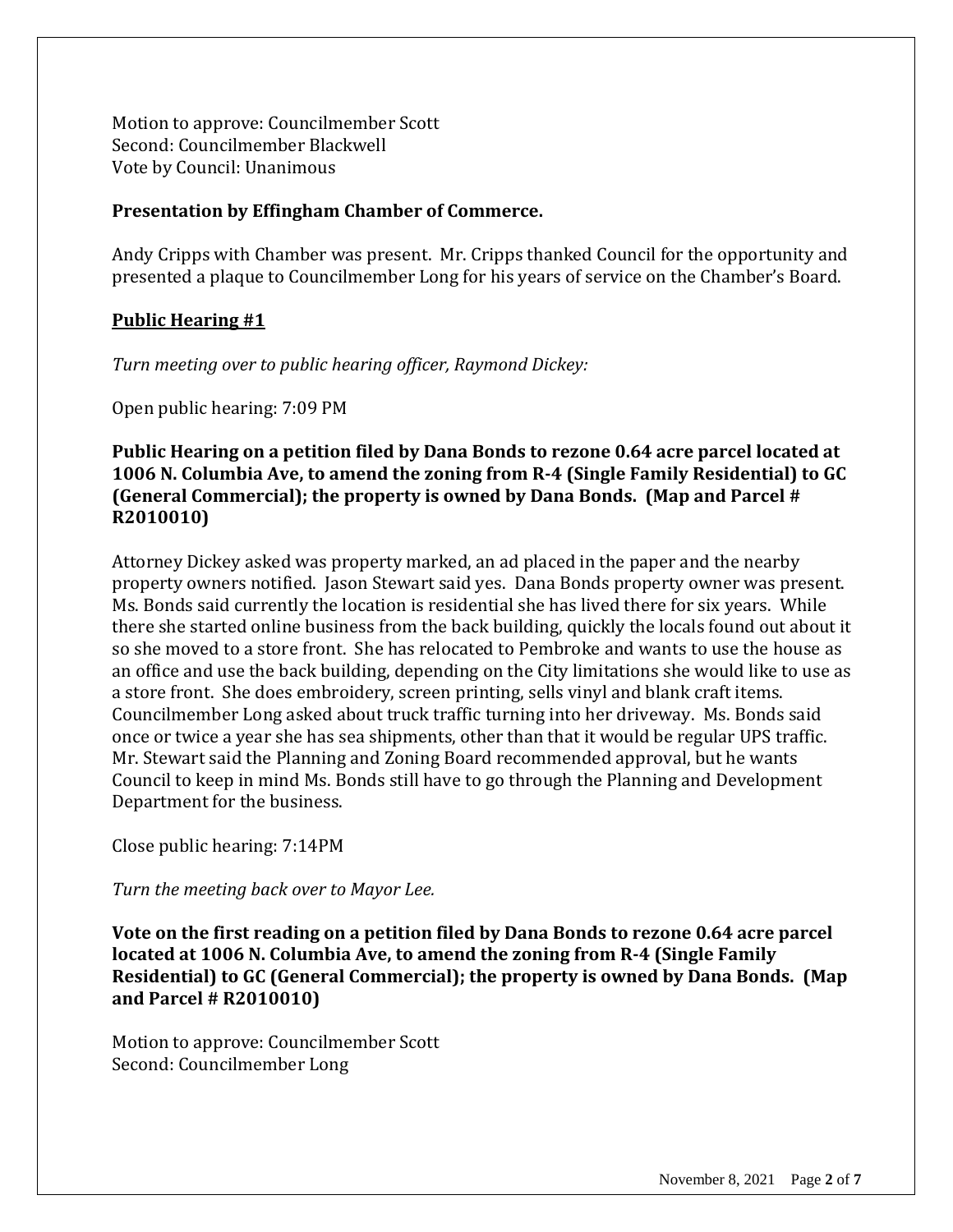Motion to approve: Councilmember Scott
Second: Councilmember Blackwell
Vote by Council: Unanimous

**Presentation by Effingham Chamber of Commerce.**

Andy Cripps with Chamber was present. Mr. Cripps thanked Council for the opportunity and presented a plaque to Councilmember Long for his years of service on the Chamber's Board.

**Public Hearing #1**

*Turn meeting over to public hearing officer, Raymond Dickey:*

Open public hearing: 7:09 PM

**Public Hearing on a petition filed by Dana Bonds to rezone 0.64 acre parcel located at 1006 N. Columbia Ave, to amend the zoning from R-4 (Single Family Residential) to GC (General Commercial); the property is owned by Dana Bonds. (Map and Parcel # R2010010)**

Attorney Dickey asked was property marked, an ad placed in the paper and the nearby property owners notified. Jason Stewart said yes. Dana Bonds property owner was present. Ms. Bonds said currently the location is residential she has lived there for six years. While there she started online business from the back building, quickly the locals found out about it so she moved to a store front. She has relocated to Pembroke and wants to use the house as an office and use the back building, depending on the City limitations she would like to use as a store front. She does embroidery, screen printing, sells vinyl and blank craft items. Councilmember Long asked about truck traffic turning into her driveway. Ms. Bonds said once or twice a year she has sea shipments, other than that it would be regular UPS traffic. Mr. Stewart said the Planning and Zoning Board recommended approval, but he wants Council to keep in mind Ms. Bonds still have to go through the Planning and Development Department for the business.

Close public hearing: 7:14PM

*Turn the meeting back over to Mayor Lee.*

**Vote on the first reading on a petition filed by Dana Bonds to rezone 0.64 acre parcel located at 1006 N. Columbia Ave, to amend the zoning from R-4 (Single Family Residential) to GC (General Commercial); the property is owned by Dana Bonds. (Map and Parcel # R2010010)**

Motion to approve: Councilmember Scott
Second: Councilmember Long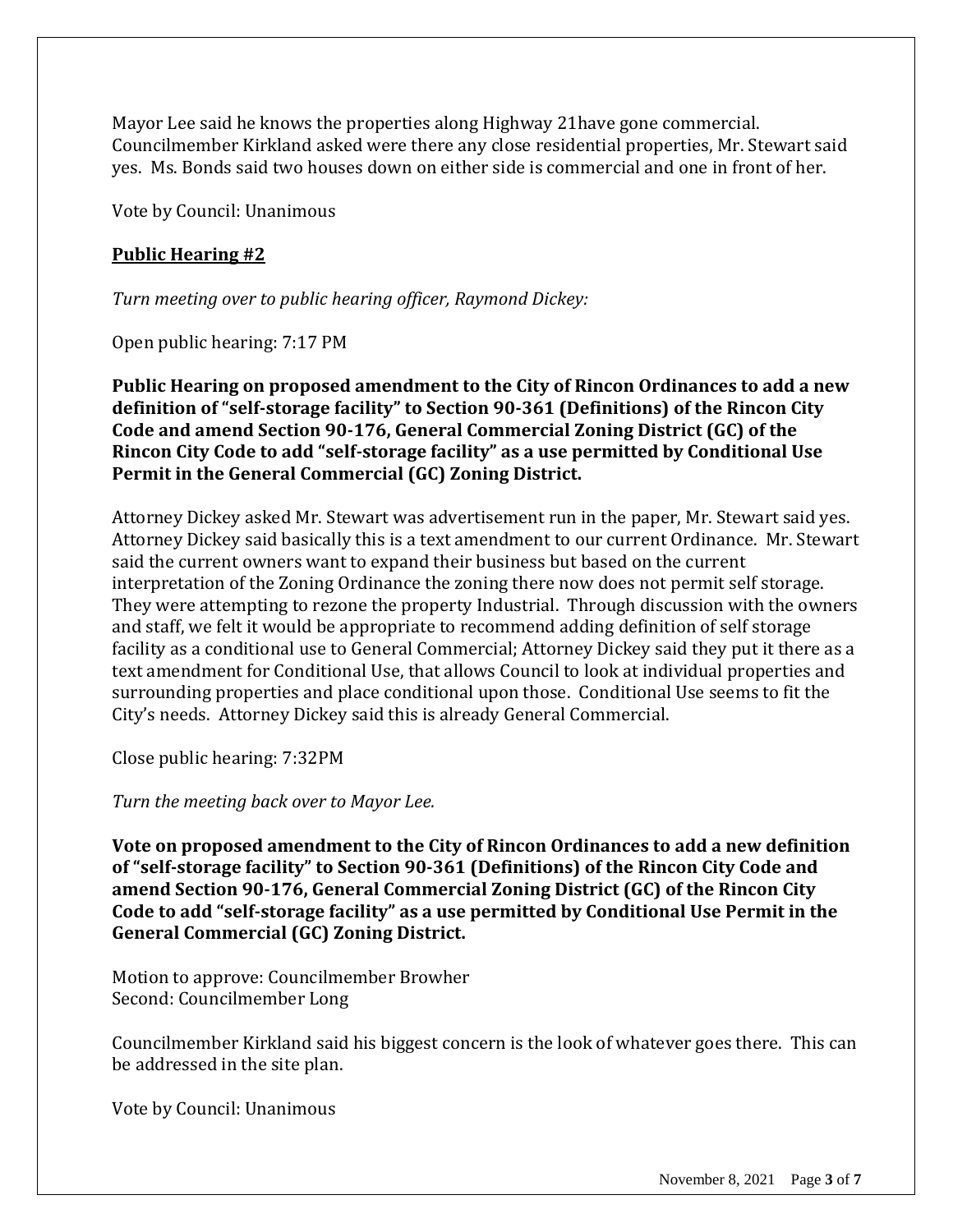Mayor Lee said he knows the properties along Highway 21have gone commercial. Councilmember Kirkland asked were there any close residential properties, Mr. Stewart said yes. Ms. Bonds said two houses down on either side is commercial and one in front of her.

Vote by Council: Unanimous

## **Public Hearing #2**

*Turn meeting over to public hearing officer, Raymond Dickey:*

Open public hearing: 7:17 PM

**Public Hearing on proposed amendment to the City of Rincon Ordinances to add a new definition of "self-storage facility" to Section 90-361 (Definitions) of the Rincon City Code and amend Section 90-176, General Commercial Zoning District (GC) of the Rincon City Code to add "self-storage facility" as a use permitted by Conditional Use Permit in the General Commercial (GC) Zoning District.**

Attorney Dickey asked Mr. Stewart was advertisement run in the paper, Mr. Stewart said yes. Attorney Dickey said basically this is a text amendment to our current Ordinance. Mr. Stewart said the current owners want to expand their business but based on the current interpretation of the Zoning Ordinance the zoning there now does not permit self storage. They were attempting to rezone the property Industrial. Through discussion with the owners and staff, we felt it would be appropriate to recommend adding definition of self storage facility as a conditional use to General Commercial; Attorney Dickey said they put it there as a text amendment for Conditional Use, that allows Council to look at individual properties and surrounding properties and place conditional upon those. Conditional Use seems to fit the City's needs. Attorney Dickey said this is already General Commercial.

Close public hearing: 7:32PM

*Turn the meeting back over to Mayor Lee.*

**Vote on proposed amendment to the City of Rincon Ordinances to add a new definition of "self-storage facility" to Section 90-361 (Definitions) of the Rincon City Code and amend Section 90-176, General Commercial Zoning District (GC) of the Rincon City Code to add "self-storage facility" as a use permitted by Conditional Use Permit in the General Commercial (GC) Zoning District.**

Motion to approve: Councilmember Browher
Second: Councilmember Long

Councilmember Kirkland said his biggest concern is the look of whatever goes there. This can be addressed in the site plan.

Vote by Council: Unanimous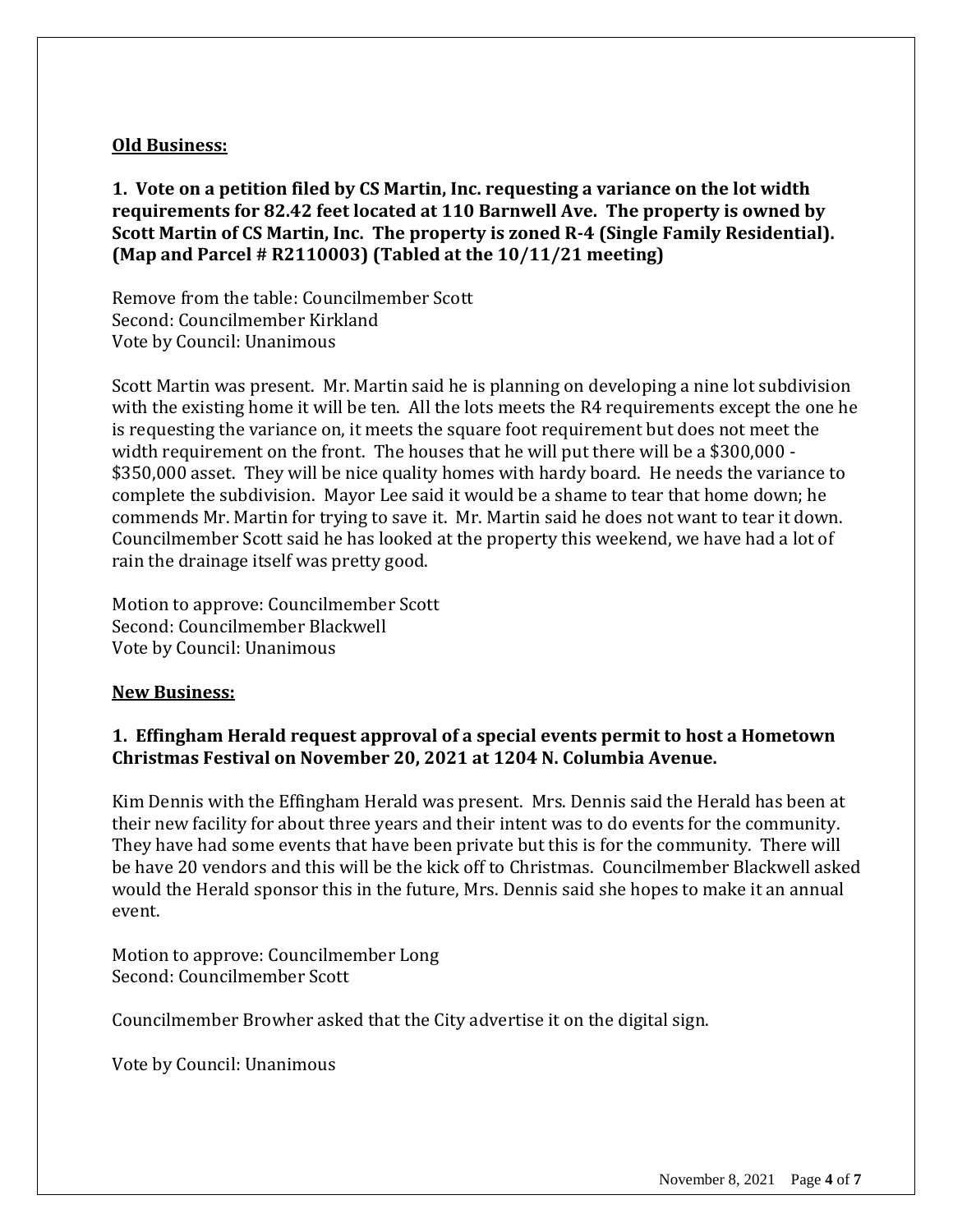**Old Business:**

**1. Vote on a petition filed by CS Martin, Inc. requesting a variance on the lot width requirements for 82.42 feet located at 110 Barnwell Ave. The property is owned by Scott Martin of CS Martin, Inc. The property is zoned R-4 (Single Family Residential). (Map and Parcel # R2110003) (Tabled at the 10/11/21 meeting)**

Remove from the table: Councilmember Scott
Second: Councilmember Kirkland
Vote by Council: Unanimous

Scott Martin was present. Mr. Martin said he is planning on developing a nine lot subdivision with the existing home it will be ten. All the lots meets the R4 requirements except the one he is requesting the variance on, it meets the square foot requirement but does not meet the width requirement on the front. The houses that he will put there will be a $300,000 - $350,000 asset. They will be nice quality homes with hardy board. He needs the variance to complete the subdivision. Mayor Lee said it would be a shame to tear that home down; he commends Mr. Martin for trying to save it. Mr. Martin said he does not want to tear it down. Councilmember Scott said he has looked at the property this weekend, we have had a lot of rain the drainage itself was pretty good.

Motion to approve: Councilmember Scott
Second: Councilmember Blackwell
Vote by Council: Unanimous

**New Business:**

**1. Effingham Herald request approval of a special events permit to host a Hometown Christmas Festival on November 20, 2021 at 1204 N. Columbia Avenue.**

Kim Dennis with the Effingham Herald was present. Mrs. Dennis said the Herald has been at their new facility for about three years and their intent was to do events for the community. They have had some events that have been private but this is for the community. There will be have 20 vendors and this will be the kick off to Christmas. Councilmember Blackwell asked would the Herald sponsor this in the future, Mrs. Dennis said she hopes to make it an annual event.

Motion to approve: Councilmember Long
Second: Councilmember Scott

Councilmember Browher asked that the City advertise it on the digital sign.

Vote by Council: Unanimous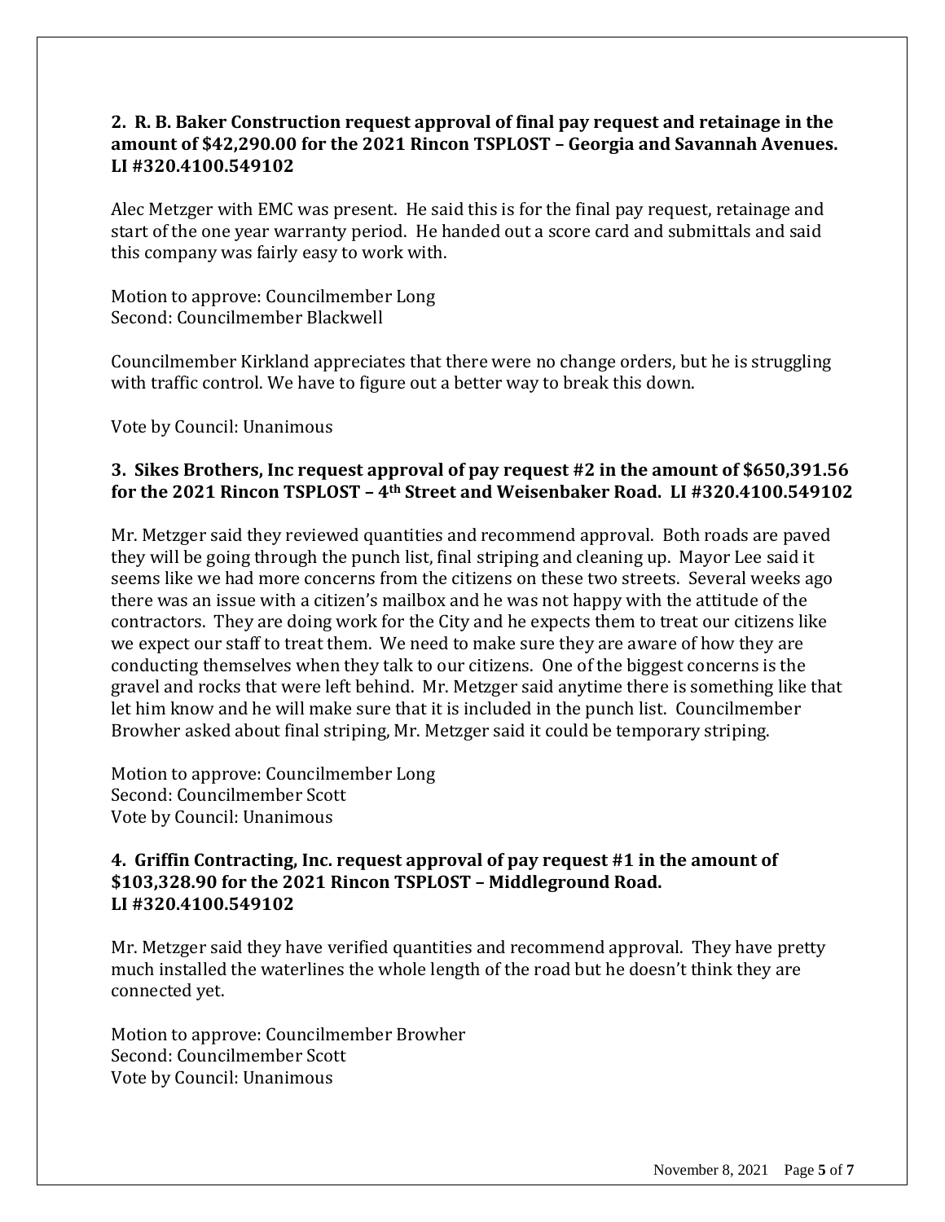**2. R. B. Baker Construction request approval of final pay request and retainage in the amount of $42,290.00 for the 2021 Rincon TSPLOST – Georgia and Savannah Avenues. LI #320.4100.549102**

Alec Metzger with EMC was present. He said this is for the final pay request, retainage and start of the one year warranty period. He handed out a score card and submittals and said this company was fairly easy to work with.

Motion to approve: Councilmember Long
Second: Councilmember Blackwell

Councilmember Kirkland appreciates that there were no change orders, but he is struggling with traffic control. We have to figure out a better way to break this down.

Vote by Council: Unanimous

**3. Sikes Brothers, Inc request approval of pay request #2 in the amount of $650,391.56 for the 2021 Rincon TSPLOST – 4th Street and Weisenbaker Road. LI #320.4100.549102**

Mr. Metzger said they reviewed quantities and recommend approval. Both roads are paved they will be going through the punch list, final striping and cleaning up. Mayor Lee said it seems like we had more concerns from the citizens on these two streets. Several weeks ago there was an issue with a citizen's mailbox and he was not happy with the attitude of the contractors. They are doing work for the City and he expects them to treat our citizens like we expect our staff to treat them. We need to make sure they are aware of how they are conducting themselves when they talk to our citizens. One of the biggest concerns is the gravel and rocks that were left behind. Mr. Metzger said anytime there is something like that let him know and he will make sure that it is included in the punch list. Councilmember Browher asked about final striping, Mr. Metzger said it could be temporary striping.

Motion to approve: Councilmember Long
Second: Councilmember Scott
Vote by Council: Unanimous

**4. Griffin Contracting, Inc. request approval of pay request #1 in the amount of $103,328.90 for the 2021 Rincon TSPLOST – Middleground Road. LI #320.4100.549102**

Mr. Metzger said they have verified quantities and recommend approval. They have pretty much installed the waterlines the whole length of the road but he doesn't think they are connected yet.

Motion to approve: Councilmember Browher
Second: Councilmember Scott
Vote by Council: Unanimous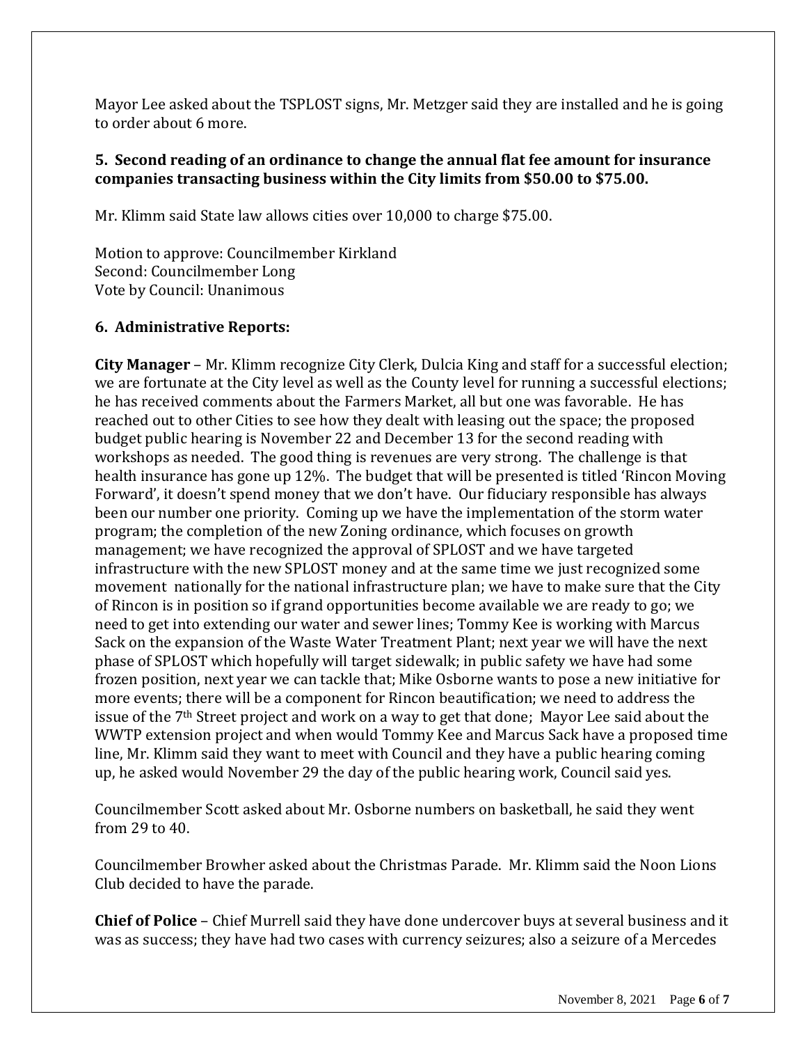Mayor Lee asked about the TSPLOST signs, Mr. Metzger said they are installed and he is going to order about 6 more.

**5. Second reading of an ordinance to change the annual flat fee amount for insurance companies transacting business within the City limits from $50.00 to $75.00.**

Mr. Klimm said State law allows cities over 10,000 to charge $75.00.

Motion to approve: Councilmember Kirkland
Second: Councilmember Long
Vote by Council: Unanimous

**6. Administrative Reports:**

**City Manager** – Mr. Klimm recognize City Clerk, Dulcia King and staff for a successful election; we are fortunate at the City level as well as the County level for running a successful elections; he has received comments about the Farmers Market, all but one was favorable. He has reached out to other Cities to see how they dealt with leasing out the space; the proposed budget public hearing is November 22 and December 13 for the second reading with workshops as needed. The good thing is revenues are very strong. The challenge is that health insurance has gone up 12%. The budget that will be presented is titled 'Rincon Moving Forward', it doesn't spend money that we don't have. Our fiduciary responsible has always been our number one priority. Coming up we have the implementation of the storm water program; the completion of the new Zoning ordinance, which focuses on growth management; we have recognized the approval of SPLOST and we have targeted infrastructure with the new SPLOST money and at the same time we just recognized some movement nationally for the national infrastructure plan; we have to make sure that the City of Rincon is in position so if grand opportunities become available we are ready to go; we need to get into extending our water and sewer lines; Tommy Kee is working with Marcus Sack on the expansion of the Waste Water Treatment Plant; next year we will have the next phase of SPLOST which hopefully will target sidewalk; in public safety we have had some frozen position, next year we can tackle that; Mike Osborne wants to pose a new initiative for more events; there will be a component for Rincon beautification; we need to address the issue of the 7th Street project and work on a way to get that done; Mayor Lee said about the WWTP extension project and when would Tommy Kee and Marcus Sack have a proposed time line, Mr. Klimm said they want to meet with Council and they have a public hearing coming up, he asked would November 29 the day of the public hearing work, Council said yes.

Councilmember Scott asked about Mr. Osborne numbers on basketball, he said they went from 29 to 40.

Councilmember Browher asked about the Christmas Parade. Mr. Klimm said the Noon Lions Club decided to have the parade.

**Chief of Police** – Chief Murrell said they have done undercover buys at several business and it was as success; they have had two cases with currency seizures; also a seizure of a Mercedes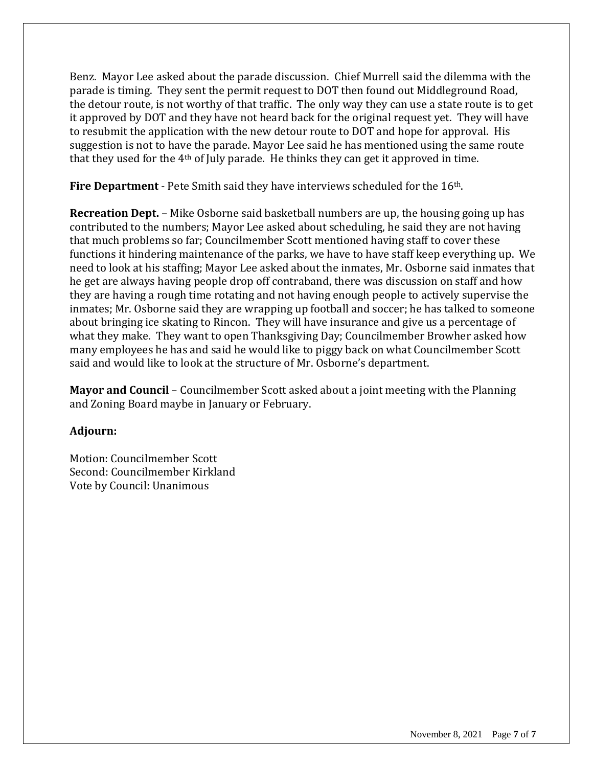Benz. Mayor Lee asked about the parade discussion. Chief Murrell said the dilemma with the parade is timing. They sent the permit request to DOT then found out Middleground Road, the detour route, is not worthy of that traffic. The only way they can use a state route is to get it approved by DOT and they have not heard back for the original request yet. They will have to resubmit the application with the new detour route to DOT and hope for approval. His suggestion is not to have the parade. Mayor Lee said he has mentioned using the same route that they used for the 4th of July parade. He thinks they can get it approved in time.

**Fire Department** - Pete Smith said they have interviews scheduled for the 16th.

**Recreation Dept.** – Mike Osborne said basketball numbers are up, the housing going up has contributed to the numbers; Mayor Lee asked about scheduling, he said they are not having that much problems so far; Councilmember Scott mentioned having staff to cover these functions it hindering maintenance of the parks, we have to have staff keep everything up. We need to look at his staffing; Mayor Lee asked about the inmates, Mr. Osborne said inmates that he get are always having people drop off contraband, there was discussion on staff and how they are having a rough time rotating and not having enough people to actively supervise the inmates; Mr. Osborne said they are wrapping up football and soccer; he has talked to someone about bringing ice skating to Rincon. They will have insurance and give us a percentage of what they make. They want to open Thanksgiving Day; Councilmember Browher asked how many employees he has and said he would like to piggy back on what Councilmember Scott said and would like to look at the structure of Mr. Osborne's department.

**Mayor and Council** – Councilmember Scott asked about a joint meeting with the Planning and Zoning Board maybe in January or February.

**Adjourn:**

Motion: Councilmember Scott
Second: Councilmember Kirkland
Vote by Council: Unanimous